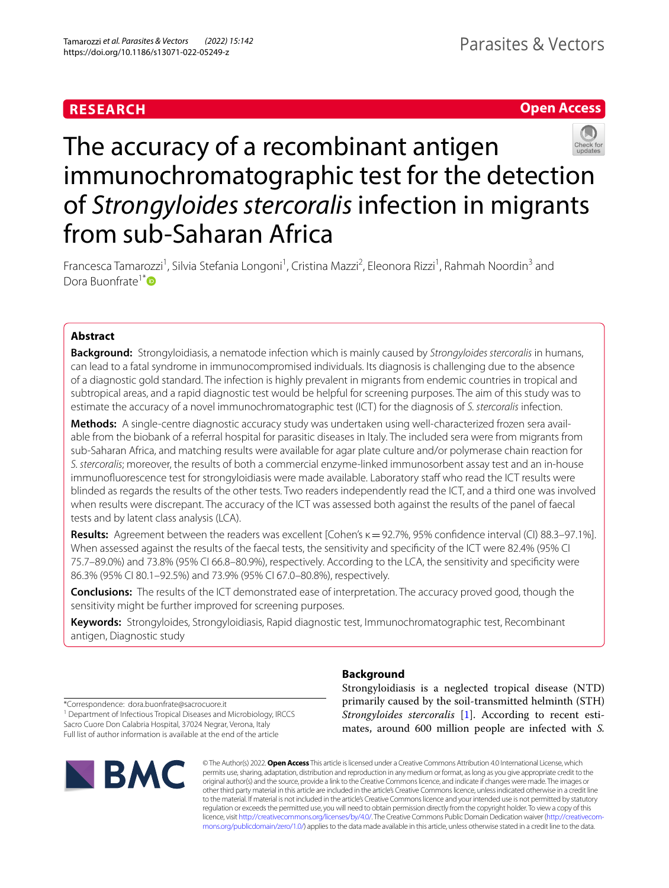RESEARCH

Open Access

# The accuracy of a recombinant antigen immunochromatographic test for the detection of *Strongyloides stercoralis* infection in migrants from sub-Saharan Africa

Francesca Tamarozzi[1], Silvia Stefania Longoni[1], Cristina Mazzi[2], Eleonora Rizzi[1], Rahmah Noordin[3] and Dora Buonfrate[1*]

## Abstract

**Background:** Strongyloidiasis, a nematode infection which is mainly caused by *Strongyloides stercoralis* in humans, can lead to a fatal syndrome in immunocompromised individuals. Its diagnosis is challenging due to the absence of a diagnostic gold standard. The infection is highly prevalent in migrants from endemic countries in tropical and subtropical areas, and a rapid diagnostic test would be helpful for screening purposes. The aim of this study was to estimate the accuracy of a novel immunochromatographic test (ICT) for the diagnosis of *S. stercoralis* infection.

**Methods:** A single-centre diagnostic accuracy study was undertaken using well-characterized frozen sera available from the biobank of a referral hospital for parasitic diseases in Italy. The included sera were from migrants from sub-Saharan Africa, and matching results were available for agar plate culture and/or polymerase chain reaction for *S. stercoralis*; moreover, the results of both a commercial enzyme-linked immunosorbent assay test and an in-house immunofluorescence test for strongyloidiasis were made available. Laboratory staff who read the ICT results were blinded as regards the results of the other tests. Two readers independently read the ICT, and a third one was involved when results were discrepant. The accuracy of the ICT was assessed both against the results of the panel of faecal tests and by latent class analysis (LCA).

**Results:** Agreement between the readers was excellent [Cohen's $\kappa = 92.7\%$, 95% confidence interval (CI) 88.3–97.1%]. When assessed against the results of the faecal tests, the sensitivity and specificity of the ICT were 82.4% (95% CI 75.7–89.0%) and 73.8% (95% CI 66.8–80.9%), respectively. According to the LCA, the sensitivity and specificity were 86.3% (95% CI 80.1–92.5%) and 73.9% (95% CI 67.0–80.8%), respectively.

**Conclusions:** The results of the ICT demonstrated ease of interpretation. The accuracy proved good, though the sensitivity might be further improved for screening purposes.

**Keywords:** Strongyloides, Strongyloidiasis, Rapid diagnostic test, Immunochromatographic test, Recombinant antigen, Diagnostic study

## Background

Strongyloidiasis is a neglected tropical disease (NTD) primarily caused by the soil-transmitted helminth (STH) *Strongyloides stercoralis* [1]. According to recent estimates, around 600 million people are infected with *S.*

*Correspondence: dora.buonfrate@sacrocuore.it

[1] Department of Infectious Tropical Diseases and Microbiology, IRCCS Sacro Cuore Don Calabria Hospital, 37024 Negrar, Verona, Italy

Full list of author information is available at the end of the article

© The Author(s) 2022. **Open Access** This article is licensed under a Creative Commons Attribution 4.0 International License, which permits use, sharing, adaptation, distribution and reproduction in any medium or format, as long as you give appropriate credit to the original author(s) and the source, provide a link to the Creative Commons licence, and indicate if changes were made. The images or other third party material in this article are included in the article's Creative Commons licence, unless indicated otherwise in a credit line to the material. If material is not included in the article's Creative Commons licence and your intended use is not permitted by statutory regulation or exceeds the permitted use, you will need to obtain permission directly from the copyright holder. To view a copy of this licence, visit http://creativecommons.org/licenses/by/4.0/. The Creative Commons Public Domain Dedication waiver (http://creativecommons.org/publicdomain/zero/1.0/) applies to the data made available in this article, unless otherwise stated in a credit line to the data.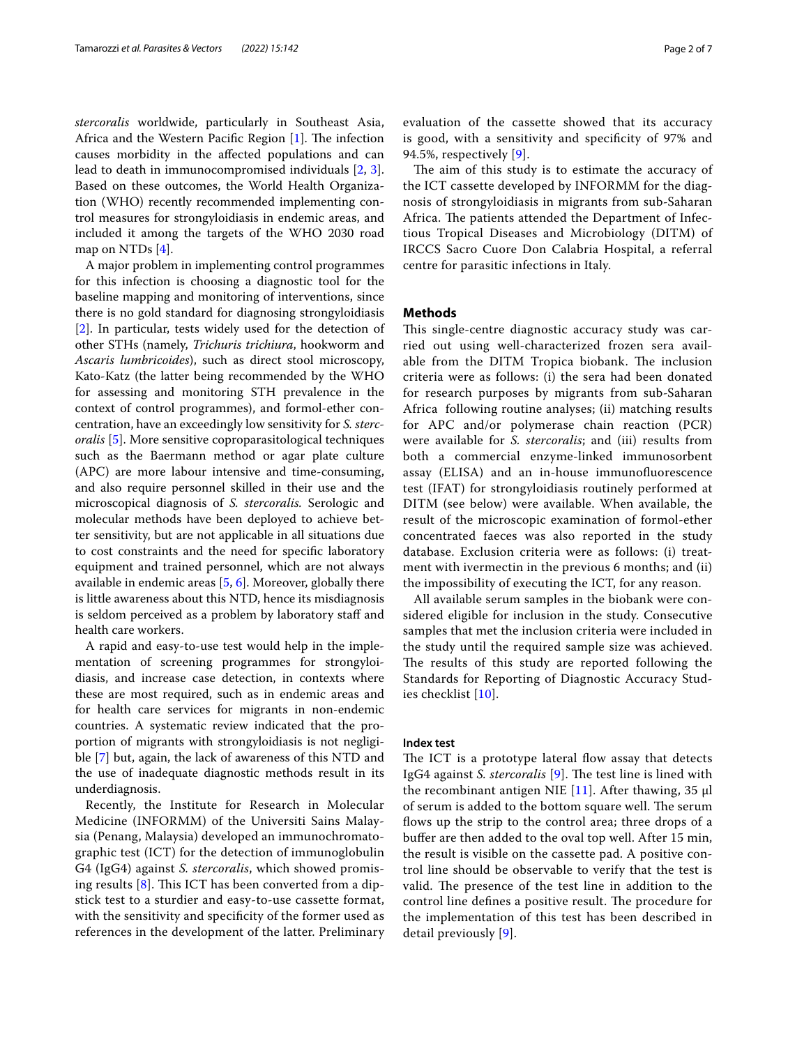*stercoralis* worldwide, particularly in Southeast Asia, Africa and the Western Pacific Region [1]. The infection causes morbidity in the affected populations and can lead to death in immunocompromised individuals [2, 3]. Based on these outcomes, the World Health Organization (WHO) recently recommended implementing control measures for strongyloidiasis in endemic areas, and included it among the targets of the WHO 2030 road map on NTDs [4].

A major problem in implementing control programmes for this infection is choosing a diagnostic tool for the baseline mapping and monitoring of interventions, since there is no gold standard for diagnosing strongyloidiasis [2]. In particular, tests widely used for the detection of other STHs (namely, *Trichuris trichiura*, hookworm and *Ascaris lumbricoides*), such as direct stool microscopy, Kato-Katz (the latter being recommended by the WHO for assessing and monitoring STH prevalence in the context of control programmes), and formol-ether concentration, have an exceedingly low sensitivity for *S. stercoralis* [5]. More sensitive coproparasitological techniques such as the Baermann method or agar plate culture (APC) are more labour intensive and time-consuming, and also require personnel skilled in their use and the microscopical diagnosis of *S. stercoralis.* Serologic and molecular methods have been deployed to achieve better sensitivity, but are not applicable in all situations due to cost constraints and the need for specific laboratory equipment and trained personnel, which are not always available in endemic areas [5, 6]. Moreover, globally there is little awareness about this NTD, hence its misdiagnosis is seldom perceived as a problem by laboratory staff and health care workers.

A rapid and easy-to-use test would help in the implementation of screening programmes for strongyloidiasis, and increase case detection, in contexts where these are most required, such as in endemic areas and for health care services for migrants in non-endemic countries. A systematic review indicated that the proportion of migrants with strongyloidiasis is not negligible [7] but, again, the lack of awareness of this NTD and the use of inadequate diagnostic methods result in its underdiagnosis.

Recently, the Institute for Research in Molecular Medicine (INFORMM) of the Universiti Sains Malaysia (Penang, Malaysia) developed an immunochromatographic test (ICT) for the detection of immunoglobulin G4 (IgG4) against *S. stercoralis*, which showed promising results [8]. This ICT has been converted from a dipstick test to a sturdier and easy-to-use cassette format, with the sensitivity and specificity of the former used as references in the development of the latter. Preliminary evaluation of the cassette showed that its accuracy is good, with a sensitivity and specificity of 97% and 94.5%, respectively [9].

The aim of this study is to estimate the accuracy of the ICT cassette developed by INFORMM for the diagnosis of strongyloidiasis in migrants from sub-Saharan Africa. The patients attended the Department of Infectious Tropical Diseases and Microbiology (DITM) of IRCCS Sacro Cuore Don Calabria Hospital, a referral centre for parasitic infections in Italy.

## Methods

This single-centre diagnostic accuracy study was carried out using well-characterized frozen sera available from the DITM Tropica biobank. The inclusion criteria were as follows: (i) the sera had been donated for research purposes by migrants from sub-Saharan Africa following routine analyses; (ii) matching results for APC and/or polymerase chain reaction (PCR) were available for *S. stercoralis*; and (iii) results from both a commercial enzyme-linked immunosorbent assay (ELISA) and an in-house immunofluorescence test (IFAT) for strongyloidiasis routinely performed at DITM (see below) were available. When available, the result of the microscopic examination of formol-ether concentrated faeces was also reported in the study database. Exclusion criteria were as follows: (i) treatment with ivermectin in the previous 6 months; and (ii) the impossibility of executing the ICT, for any reason.

All available serum samples in the biobank were considered eligible for inclusion in the study. Consecutive samples that met the inclusion criteria were included in the study until the required sample size was achieved. The results of this study are reported following the Standards for Reporting of Diagnostic Accuracy Studies checklist [10].

### Index test

The ICT is a prototype lateral flow assay that detects IgG4 against *S. stercoralis* [9]. The test line is lined with the recombinant antigen NIE [11]. After thawing, 35 µl of serum is added to the bottom square well. The serum flows up the strip to the control area; three drops of a buffer are then added to the oval top well. After 15 min, the result is visible on the cassette pad. A positive control line should be observable to verify that the test is valid. The presence of the test line in addition to the control line defines a positive result. The procedure for the implementation of this test has been described in detail previously [9].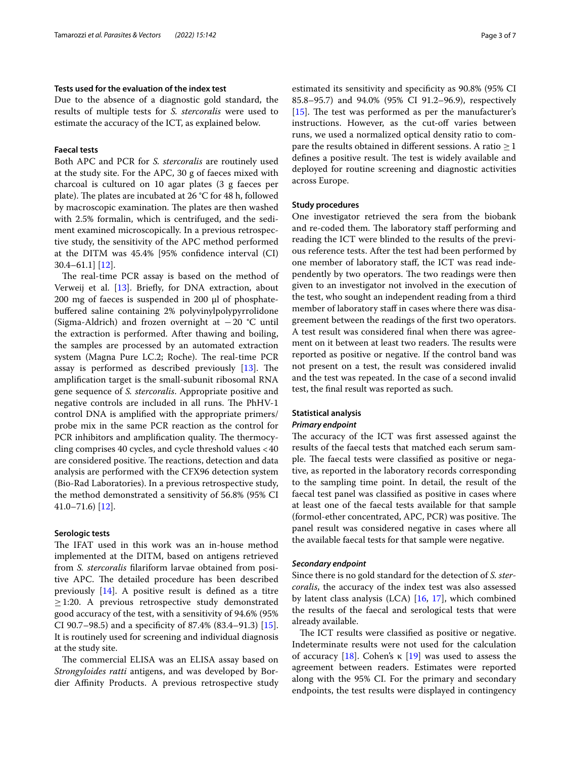### Tests used for the evaluation of the index test

Due to the absence of a diagnostic gold standard, the results of multiple tests for *S. stercoralis* were used to estimate the accuracy of the ICT, as explained below.

### Faecal tests

Both APC and PCR for *S. stercoralis* are routinely used at the study site. For the APC, 30 g of faeces mixed with charcoal is cultured on 10 agar plates (3 g faeces per plate). The plates are incubated at 26 °C for 48 h, followed by macroscopic examination. The plates are then washed with 2.5% formalin, which is centrifuged, and the sediment examined microscopically. In a previous retrospective study, the sensitivity of the APC method performed at the DITM was 45.4% [95% confidence interval (CI) 30.4–61.1] [12].

The real-time PCR assay is based on the method of Verweij et al. [13]. Briefly, for DNA extraction, about 200 mg of faeces is suspended in 200 µl of phosphate-buffered saline containing 2% polyvinylpolypyrrolidone (Sigma-Aldrich) and frozen overnight at −20 °C until the extraction is performed. After thawing and boiling, the samples are processed by an automated extraction system (Magna Pure LC.2; Roche). The real-time PCR assay is performed as described previously [13]. The amplification target is the small-subunit ribosomal RNA gene sequence of *S. stercoralis*. Appropriate positive and negative controls are included in all runs. The PhHV-1 control DNA is amplified with the appropriate primers/probe mix in the same PCR reaction as the control for PCR inhibitors and amplification quality. The thermocycling comprises 40 cycles, and cycle threshold values < 40 are considered positive. The reactions, detection and data analysis are performed with the CFX96 detection system (Bio-Rad Laboratories). In a previous retrospective study, the method demonstrated a sensitivity of 56.8% (95% CI 41.0–71.6) [12].

### Serologic tests

The IFAT used in this work was an in-house method implemented at the DITM, based on antigens retrieved from *S. stercoralis* filariform larvae obtained from positive APC. The detailed procedure has been described previously [14]. A positive result is defined as a titre ≥ 1:20. A previous retrospective study demonstrated good accuracy of the test, with a sensitivity of 94.6% (95% CI 90.7–98.5) and a specificity of 87.4% (83.4–91.3) [15]. It is routinely used for screening and individual diagnosis at the study site.

The commercial ELISA was an ELISA assay based on *Strongyloides ratti* antigens, and was developed by Bordier Affinity Products. A previous retrospective study estimated its sensitivity and specificity as 90.8% (95% CI 85.8–95.7) and 94.0% (95% CI 91.2–96.9), respectively [15]. The test was performed as per the manufacturer's instructions. However, as the cut-off varies between runs, we used a normalized optical density ratio to compare the results obtained in different sessions. A ratio ≥ 1 defines a positive result. The test is widely available and deployed for routine screening and diagnostic activities across Europe.

### Study procedures

One investigator retrieved the sera from the biobank and re-coded them. The laboratory staff performing and reading the ICT were blinded to the results of the previous reference tests. After the test had been performed by one member of laboratory staff, the ICT was read independently by two operators. The two readings were then given to an investigator not involved in the execution of the test, who sought an independent reading from a third member of laboratory staff in cases where there was disagreement between the readings of the first two operators. A test result was considered final when there was agreement on it between at least two readers. The results were reported as positive or negative. If the control band was not present on a test, the result was considered invalid and the test was repeated. In the case of a second invalid test, the final result was reported as such.

### Statistical analysis

#### Primary endpoint

The accuracy of the ICT was first assessed against the results of the faecal tests that matched each serum sample. The faecal tests were classified as positive or negative, as reported in the laboratory records corresponding to the sampling time point. In detail, the result of the faecal test panel was classified as positive in cases where at least one of the faecal tests available for that sample (formol-ether concentrated, APC, PCR) was positive. The panel result was considered negative in cases where all the available faecal tests for that sample were negative.

#### Secondary endpoint

Since there is no gold standard for the detection of *S. stercoralis*, the accuracy of the index test was also assessed by latent class analysis (LCA) [16, 17], which combined the results of the faecal and serological tests that were already available.

The ICT results were classified as positive or negative. Indeterminate results were not used for the calculation of accuracy [18]. Cohen's κ [19] was used to assess the agreement between readers. Estimates were reported along with the 95% CI. For the primary and secondary endpoints, the test results were displayed in contingency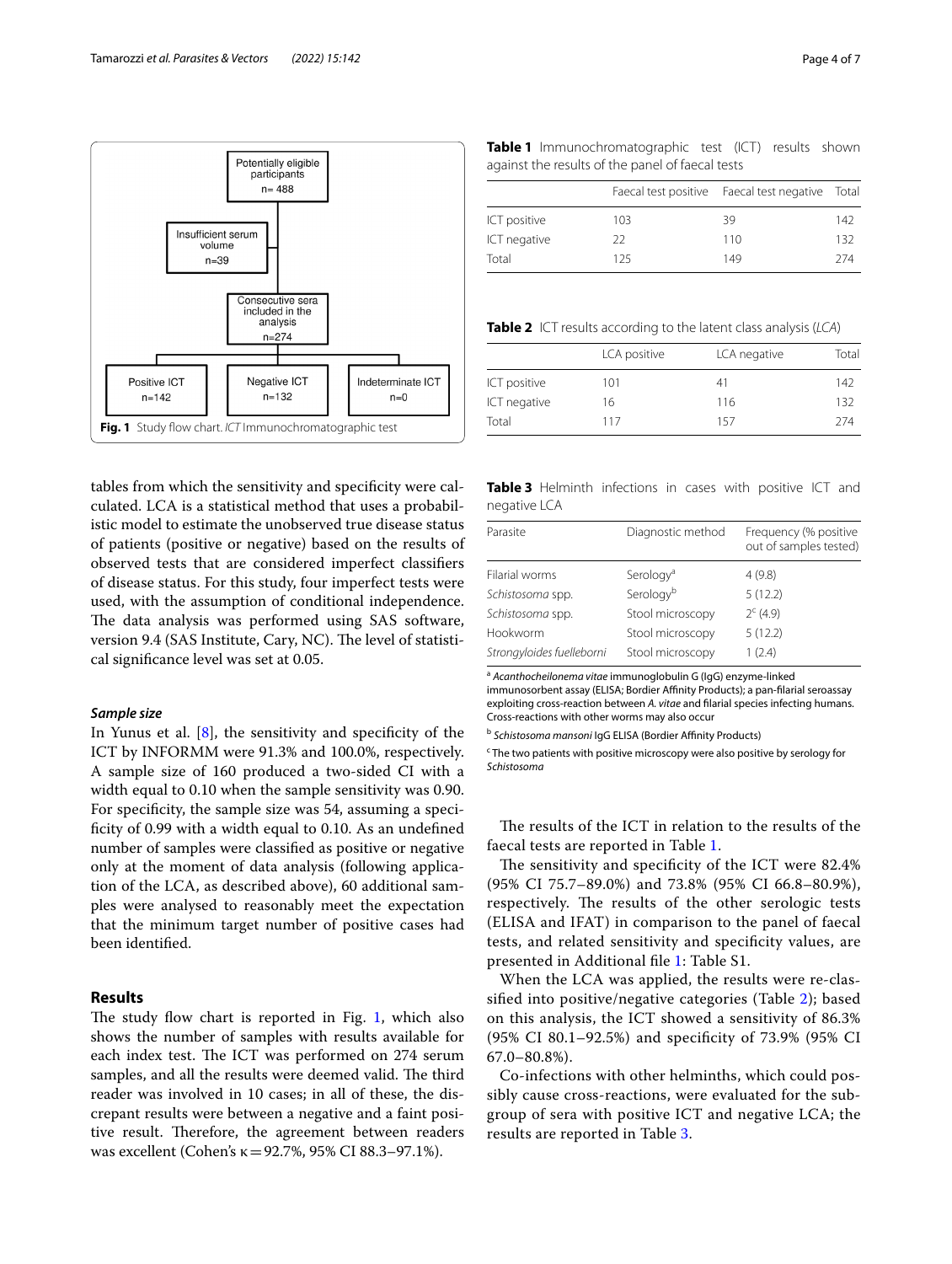Potentially eligible participants n= 488

Insufficient serum volume n=39

Consecutive sera included in the analysis n=274

Positive ICT n=142

Negative ICT n=132

Indeterminate ICT n=0

**Fig. 1** Study flow chart. *ICT* Immunochromatographic test

tables from which the sensitivity and specificity were calculated. LCA is a statistical method that uses a probabilistic model to estimate the unobserved true disease status of patients (positive or negative) based on the results of observed tests that are considered imperfect classifiers of disease status. For this study, four imperfect tests were used, with the assumption of conditional independence. The data analysis was performed using SAS software, version 9.4 (SAS Institute, Cary, NC). The level of statistical significance level was set at 0.05.

### *Sample size*

In Yunus et al. [8], the sensitivity and specificity of the ICT by INFORMM were 91.3% and 100.0%, respectively. A sample size of 160 produced a two-sided CI with a width equal to 0.10 when the sample sensitivity was 0.90. For specificity, the sample size was 54, assuming a specificity of 0.99 with a width equal to 0.10. As an undefined number of samples were classified as positive or negative only at the moment of data analysis (following application of the LCA, as described above), 60 additional samples were analysed to reasonably meet the expectation that the minimum target number of positive cases had been identified.

## Results

The study flow chart is reported in Fig. 1, which also shows the number of samples with results available for each index test. The ICT was performed on 274 serum samples, and all the results were deemed valid. The third reader was involved in 10 cases; in all of these, the discrepant results were between a negative and a faint positive result. Therefore, the agreement between readers was excellent (Cohen's κ = 92.7%, 95% CI 88.3–97.1%).

**Table 1** Immunochromatographic test (ICT) results shown against the results of the panel of faecal tests

| | Faecal test positive | Faecal test negative | Total |
|---|---|---|---|
| ICT positive | 103 | 39 | 142 |
| ICT negative | 22 | 110 | 132 |
| Total | 125 | 149 | 274 |

**Table 2** ICT results according to the latent class analysis (*LCA*)

| | LCA positive | LCA negative | Total |
|---|---|---|---|
| ICT positive | 101 | 41 | 142 |
| ICT negative | 16 | 116 | 132 |
| Total | 117 | 157 | 274 |

**Table 3** Helminth infections in cases with positive ICT and negative LCA

| Parasite | Diagnostic method | Frequency (% positive out of samples tested) |
|---|---|---|
| Filarial worms | Serology[a] | 4 (9.8) |
| *Schistosoma* spp. | Serology[b] | 5 (12.2) |
| *Schistosoma* spp. | Stool microscopy | 2[c] (4.9) |
| Hookworm | Stool microscopy | 5 (12.2) |
| *Strongyloides fuelleborni* | Stool microscopy | 1 (2.4) |

[a] *Acanthocheilonema vitae* immunoglobulin G (IgG) enzyme-linked immunosorbent assay (ELISA; Bordier Affinity Products); a pan-filarial seroassay exploiting cross-reaction between *A. vitae* and filarial species infecting humans. Cross-reactions with other worms may also occur

[b] *Schistosoma mansoni* IgG ELISA (Bordier Affinity Products)

[c] The two patients with positive microscopy were also positive by serology for *Schistosoma*

The results of the ICT in relation to the results of the faecal tests are reported in Table 1.

The sensitivity and specificity of the ICT were 82.4% (95% CI 75.7–89.0%) and 73.8% (95% CI 66.8–80.9%), respectively. The results of the other serologic tests (ELISA and IFAT) in comparison to the panel of faecal tests, and related sensitivity and specificity values, are presented in Additional file 1: Table S1.

When the LCA was applied, the results were re-classified into positive/negative categories (Table 2); based on this analysis, the ICT showed a sensitivity of 86.3% (95% CI 80.1–92.5%) and specificity of 73.9% (95% CI 67.0–80.8%).

Co-infections with other helminths, which could possibly cause cross-reactions, were evaluated for the subgroup of sera with positive ICT and negative LCA; the results are reported in Table 3.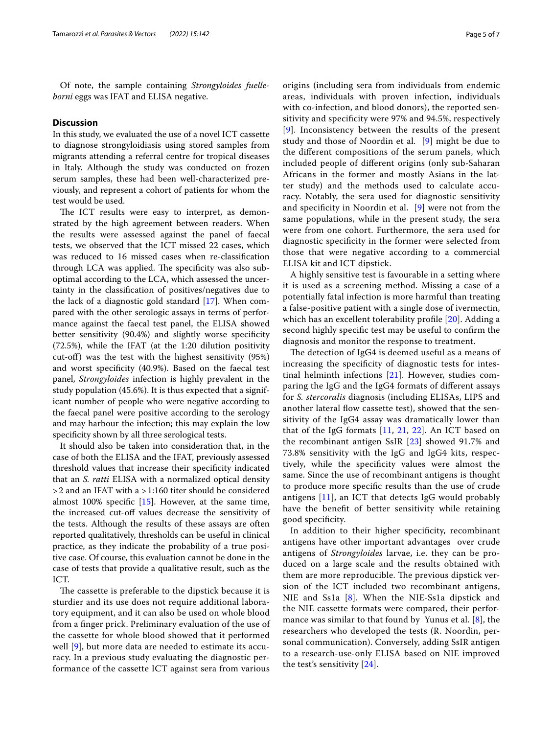Of note, the sample containing *Strongyloides fuelleborni* eggs was IFAT and ELISA negative.

## Discussion

In this study, we evaluated the use of a novel ICT cassette to diagnose strongyloidiasis using stored samples from migrants attending a referral centre for tropical diseases in Italy. Although the study was conducted on frozen serum samples, these had been well-characterized previously, and represent a cohort of patients for whom the test would be used.

The ICT results were easy to interpret, as demonstrated by the high agreement between readers. When the results were assessed against the panel of faecal tests, we observed that the ICT missed 22 cases, which was reduced to 16 missed cases when re-classification through LCA was applied. The specificity was also suboptimal according to the LCA, which assessed the uncertainty in the classification of positives/negatives due to the lack of a diagnostic gold standard [17]. When compared with the other serologic assays in terms of performance against the faecal test panel, the ELISA showed better sensitivity (90.4%) and slightly worse specificity (72.5%), while the IFAT (at the 1:20 dilution positivity cut-off) was the test with the highest sensitivity (95%) and worst specificity (40.9%). Based on the faecal test panel, *Strongyloides* infection is highly prevalent in the study population (45.6%). It is thus expected that a significant number of people who were negative according to the faecal panel were positive according to the serology and may harbour the infection; this may explain the low specificity shown by all three serological tests.

It should also be taken into consideration that, in the case of both the ELISA and the IFAT, previously assessed threshold values that increase their specificity indicated that an *S. ratti* ELISA with a normalized optical density > 2 and an IFAT with a > 1:160 titer should be considered almost 100% specific [15]. However, at the same time, the increased cut-off values decrease the sensitivity of the tests. Although the results of these assays are often reported qualitatively, thresholds can be useful in clinical practice, as they indicate the probability of a true positive case. Of course, this evaluation cannot be done in the case of tests that provide a qualitative result, such as the ICT.

The cassette is preferable to the dipstick because it is sturdier and its use does not require additional laboratory equipment, and it can also be used on whole blood from a finger prick. Preliminary evaluation of the use of the cassette for whole blood showed that it performed well [9], but more data are needed to estimate its accuracy. In a previous study evaluating the diagnostic performance of the cassette ICT against sera from various origins (including sera from individuals from endemic areas, individuals with proven infection, individuals with co-infection, and blood donors), the reported sensitivity and specificity were 97% and 94.5%, respectively [9]. Inconsistency between the results of the present study and those of Noordin et al. [9] might be due to the different compositions of the serum panels, which included people of different origins (only sub-Saharan Africans in the former and mostly Asians in the latter study) and the methods used to calculate accuracy. Notably, the sera used for diagnostic sensitivity and specificity in Noordin et al. [9] were not from the same populations, while in the present study, the sera were from one cohort. Furthermore, the sera used for diagnostic specificity in the former were selected from those that were negative according to a commercial ELISA kit and ICT dipstick.

A highly sensitive test is favourable in a setting where it is used as a screening method. Missing a case of a potentially fatal infection is more harmful than treating a false-positive patient with a single dose of ivermectin, which has an excellent tolerability profile [20]. Adding a second highly specific test may be useful to confirm the diagnosis and monitor the response to treatment.

The detection of IgG4 is deemed useful as a means of increasing the specificity of diagnostic tests for intestinal helminth infections [21]. However, studies comparing the IgG and the IgG4 formats of different assays for *S. stercoralis* diagnosis (including ELISAs, LIPS and another lateral flow cassette test), showed that the sensitivity of the IgG4 assay was dramatically lower than that of the IgG formats [11, 21, 22]. An ICT based on the recombinant antigen SsIR [23] showed 91.7% and 73.8% sensitivity with the IgG and IgG4 kits, respectively, while the specificity values were almost the same. Since the use of recombinant antigens is thought to produce more specific results than the use of crude antigens [11], an ICT that detects IgG would probably have the benefit of better sensitivity while retaining good specificity.

In addition to their higher specificity, recombinant antigens have other important advantages over crude antigens of *Strongyloides* larvae, i.e. they can be produced on a large scale and the results obtained with them are more reproducible. The previous dipstick version of the ICT included two recombinant antigens, NIE and Ss1a [8]. When the NIE-Ss1a dipstick and the NIE cassette formats were compared, their performance was similar to that found by Yunus et al. [8], the researchers who developed the tests (R. Noordin, personal communication). Conversely, adding SsIR antigen to a research-use-only ELISA based on NIE improved the test's sensitivity [24].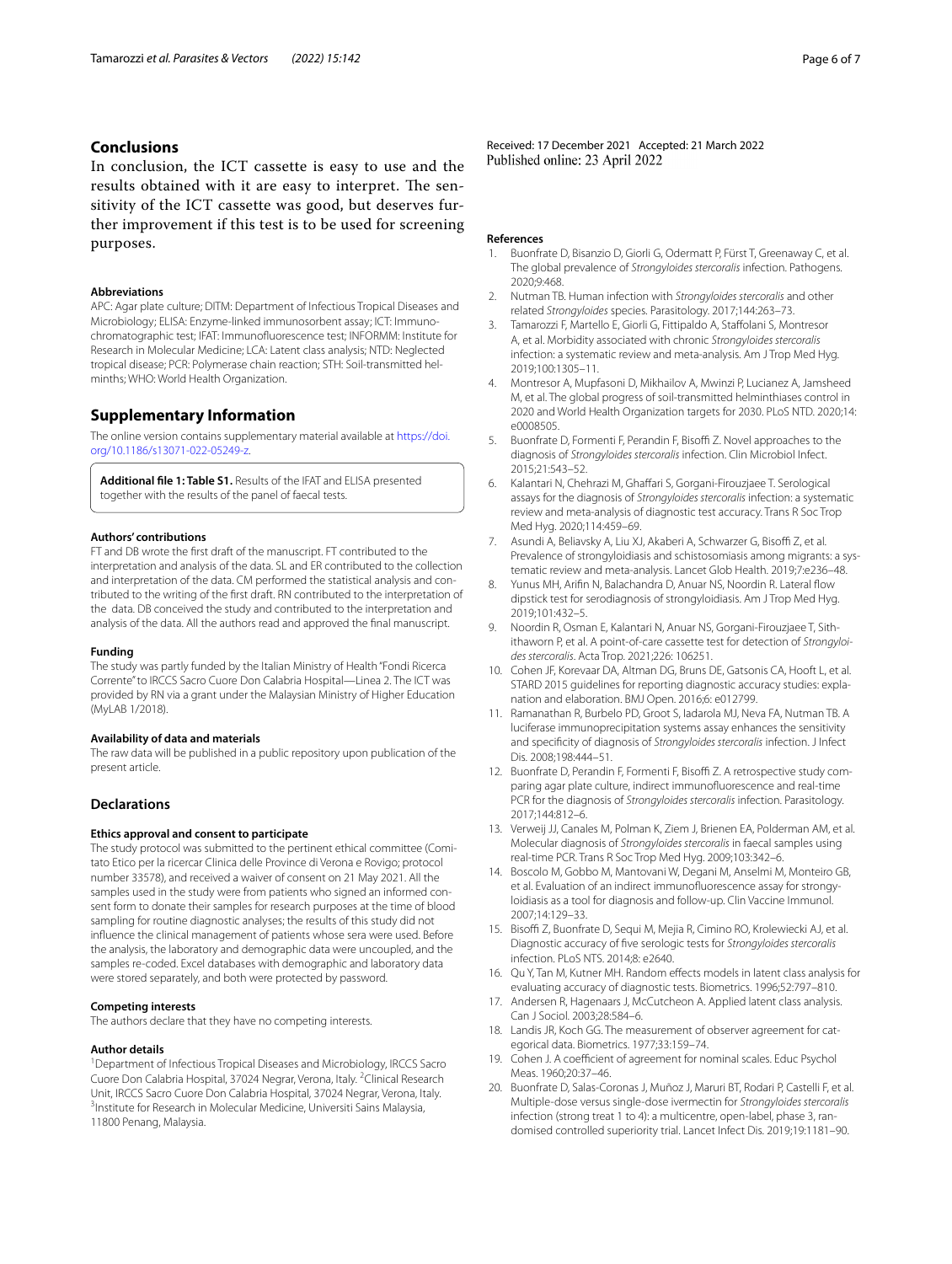## Conclusions

In conclusion, the ICT cassette is easy to use and the results obtained with it are easy to interpret. The sensitivity of the ICT cassette was good, but deserves further improvement if this test is to be used for screening purposes.

### Abbreviations

APC: Agar plate culture; DITM: Department of Infectious Tropical Diseases and Microbiology; ELISA: Enzyme-linked immunosorbent assay; ICT: Immunochromatographic test; IFAT: Immunofluorescence test; INFORMM: Institute for Research in Molecular Medicine; LCA: Latent class analysis; NTD: Neglected tropical disease; PCR: Polymerase chain reaction; STH: Soil-transmitted helminths; WHO: World Health Organization.

## Supplementary Information

The online version contains supplementary material available at https://doi.org/10.1186/s13071-022-05249-z.

**Additional file 1: Table S1.** Results of the IFAT and ELISA presented together with the results of the panel of faecal tests.

### Authors' contributions

FT and DB wrote the first draft of the manuscript. FT contributed to the interpretation and analysis of the data. SL and ER contributed to the collection and interpretation of the data. CM performed the statistical analysis and contributed to the writing of the first draft. RN contributed to the interpretation of the data. DB conceived the study and contributed to the interpretation and analysis of the data. All the authors read and approved the final manuscript.

### Funding

The study was partly funded by the Italian Ministry of Health "Fondi Ricerca Corrente" to IRCCS Sacro Cuore Don Calabria Hospital—Linea 2. The ICT was provided by RN via a grant under the Malaysian Ministry of Higher Education (MyLAB 1/2018).

### Availability of data and materials

The raw data will be published in a public repository upon publication of the present article.

## Declarations

### Ethics approval and consent to participate

The study protocol was submitted to the pertinent ethical committee (Comitato Etico per la ricercar Clinica delle Province di Verona e Rovigo; protocol number 33578), and received a waiver of consent on 21 May 2021. All the samples used in the study were from patients who signed an informed consent form to donate their samples for research purposes at the time of blood sampling for routine diagnostic analyses; the results of this study did not influence the clinical management of patients whose sera were used. Before the analysis, the laboratory and demographic data were uncoupled, and the samples re-coded. Excel databases with demographic and laboratory data were stored separately, and both were protected by password.

### Competing interests

The authors declare that they have no competing interests.

### Author details

[1]Department of Infectious Tropical Diseases and Microbiology, IRCCS Sacro Cuore Don Calabria Hospital, 37024 Negrar, Verona, Italy. [2]Clinical Research Unit, IRCCS Sacro Cuore Don Calabria Hospital, 37024 Negrar, Verona, Italy. [3]Institute for Research in Molecular Medicine, Universiti Sains Malaysia, 11800 Penang, Malaysia.

Received: 17 December 2021 Accepted: 21 March 2022
Published online: 23 April 2022

### References

1. Buonfrate D, Bisanzio D, Giorli G, Odermatt P, Fürst T, Greenaway C, et al. The global prevalence of *Strongyloides stercoralis* infection. Pathogens. 2020;9:468.
2. Nutman TB. Human infection with *Strongyloides stercoralis* and other related *Strongyloides* species. Parasitology. 2017;144:263–73.
3. Tamarozzi F, Martello E, Giorli G, Fittipaldo A, Staffolani S, Montresor A, et al. Morbidity associated with chronic *Strongyloides stercoralis* infection: a systematic review and meta-analysis. Am J Trop Med Hyg. 2019;100:1305–11.
4. Montresor A, Mupfasoni D, Mikhailov A, Mwinzi P, Lucianez A, Jamsheed M, et al. The global progress of soil-transmitted helminthiases control in 2020 and World Health Organization targets for 2030. PLoS NTD. 2020;14:e0008505.
5. Buonfrate D, Formenti F, Perandin F, Bisoffi Z. Novel approaches to the diagnosis of *Strongyloides stercoralis* infection. Clin Microbiol Infect. 2015;21:543–52.
6. Kalantari N, Chehrazi M, Ghaffari S, Gorgani-Firouzjaee T. Serological assays for the diagnosis of *Strongyloides stercoralis* infection: a systematic review and meta-analysis of diagnostic test accuracy. Trans R Soc Trop Med Hyg. 2020;114:459–69.
7. Asundi A, Beliavsky A, Liu XJ, Akaberi A, Schwarzer G, Bisoffi Z, et al. Prevalence of strongyloidiasis and schistosomiasis among migrants: a systematic review and meta-analysis. Lancet Glob Health. 2019;7:e236–48.
8. Yunus MH, Arifin N, Balachandra D, Anuar NS, Noordin R. Lateral flow dipstick test for serodiagnosis of strongyloidiasis. Am J Trop Med Hyg. 2019;101:432–5.
9. Noordin R, Osman E, Kalantari N, Anuar NS, Gorgani-Firouzjaee T, Sithithaworn P, et al. A point-of-care cassette test for detection of *Strongyloides stercoralis*. Acta Trop. 2021;226: 106251.
10. Cohen JF, Korevaar DA, Altman DG, Bruns DE, Gatsonis CA, Hooft L, et al. STARD 2015 guidelines for reporting diagnostic accuracy studies: explanation and elaboration. BMJ Open. 2016;6: e012799.
11. Ramanathan R, Burbelo PD, Groot S, Iadarola MJ, Neva FA, Nutman TB. A luciferase immunoprecipitation systems assay enhances the sensitivity and specificity of diagnosis of *Strongyloides stercoralis* infection. J Infect Dis. 2008;198:444–51.
12. Buonfrate D, Perandin F, Formenti F, Bisoffi Z. A retrospective study comparing agar plate culture, indirect immunofluorescence and real-time PCR for the diagnosis of *Strongyloides stercoralis* infection. Parasitology. 2017;144:812–6.
13. Verweij JJ, Canales M, Polman K, Ziem J, Brienen EA, Polderman AM, et al. Molecular diagnosis of *Strongyloides stercoralis* in faecal samples using real-time PCR. Trans R Soc Trop Med Hyg. 2009;103:342–6.
14. Boscolo M, Gobbo M, Mantovani W, Degani M, Anselmi M, Monteiro GB, et al. Evaluation of an indirect immunofluorescence assay for strongyloidiasis as a tool for diagnosis and follow-up. Clin Vaccine Immunol. 2007;14:129–33.
15. Bisoffi Z, Buonfrate D, Sequi M, Mejia R, Cimino RO, Krolewiecki AJ, et al. Diagnostic accuracy of five serologic tests for *Strongyloides stercoralis* infection. PLoS NTS. 2014;8: e2640.
16. Qu Y, Tan M, Kutner MH. Random effects models in latent class analysis for evaluating accuracy of diagnostic tests. Biometrics. 1996;52:797–810.
17. Andersen R, Hagenaars J, McCutcheon A. Applied latent class analysis. Can J Sociol. 2003;28:584–6.
18. Landis JR, Koch GG. The measurement of observer agreement for categorical data. Biometrics. 1977;33:159–74.
19. Cohen J. A coefficient of agreement for nominal scales. Educ Psychol Meas. 1960;20:37–46.
20. Buonfrate D, Salas-Coronas J, Muñoz J, Maruri BT, Rodari P, Castelli F, et al. Multiple-dose versus single-dose ivermectin for *Strongyloides stercoralis* infection (strong treat 1 to 4): a multicentre, open-label, phase 3, randomised controlled superiority trial. Lancet Infect Dis. 2019;19:1181–90.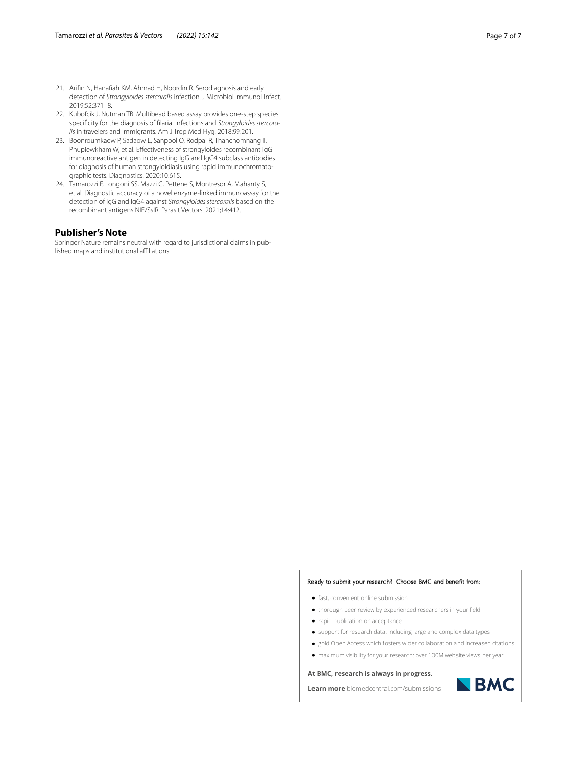21. Arifin N, Hanafiah KM, Ahmad H, Noordin R. Serodiagnosis and early detection of *Strongyloides stercoralis* infection. J Microbiol Immunol Infect. 2019;52:371–8.
22. Kubofcik J, Nutman TB. Multibead based assay provides one-step species specificity for the diagnosis of filarial infections and *Strongyloides stercoralis* in travelers and immigrants. Am J Trop Med Hyg. 2018;99:201.
23. Boonroumkaew P, Sadaow L, Sanpool O, Rodpai R, Thanchomnang T, Phupiewkham W, et al. Effectiveness of strongyloides recombinant IgG immunoreactive antigen in detecting IgG and IgG4 subclass antibodies for diagnosis of human strongyloidiasis using rapid immunochromatographic tests. Diagnostics. 2020;10:615.
24. Tamarozzi F, Longoni SS, Mazzi C, Pettene S, Montresor A, Mahanty S, et al. Diagnostic accuracy of a novel enzyme-linked immunoassay for the detection of IgG and IgG4 against *Strongyloides stercoralis* based on the recombinant antigens NIE/SsIR. Parasit Vectors. 2021;14:412.

## Publisher's Note

Springer Nature remains neutral with regard to jurisdictional claims in published maps and institutional affiliations.

Ready to submit your research? Choose BMC and benefit from:

- fast, convenient online submission
- thorough peer review by experienced researchers in your field
- rapid publication on acceptance
- support for research data, including large and complex data types
- gold Open Access which fosters wider collaboration and increased citations
- maximum visibility for your research: over 100M website views per year

**At BMC, research is always in progress.**

**Learn more** biomedcentral.com/submissions

BMC